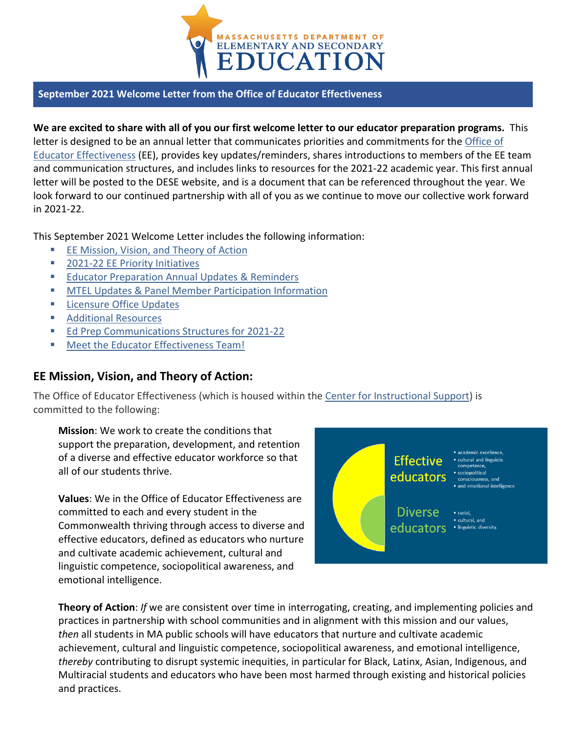# September 2021 Welcome Letter from the Office of Educator Effectiveness

**We are excited to share with all of you our first welcome letter to our educator preparation programs.** This letter is designed to be an annual letter that communicates priorities and commitments for the Office of Educator Effectiveness (EE), provides key updates/reminders, shares introductions to members of the EE team and communication structures, and includes links to resources for the 2021-22 academic year. This first annual letter will be posted to the DESE website, and is a document that can be referenced throughout the year. We look forward to our continued partnership with all of you as we continue to move our collective work forward in 2021-22.

This September 2021 Welcome Letter includes the following information:

- EE Mission, Vision, and Theory of Action
- 2021-22 EE Priority Initiatives
- Educator Preparation Annual Updates & Reminders
- MTEL Updates & Panel Member Participation Information
- Licensure Office Updates
- Additional Resources
- Ed Prep Communications Structures for 2021-22
- Meet the Educator Effectiveness Team!

## EE Mission, Vision, and Theory of Action:

The Office of Educator Effectiveness (which is housed within the Center for Instructional Support) is committed to the following:

**Mission**: We work to create the conditions that support the preparation, development, and retention of a diverse and effective educator workforce so that all of our students thrive.

**Values**: We in the Office of Educator Effectiveness are committed to each and every student in the Commonwealth thriving through access to diverse and effective educators, defined as educators who nurture and cultivate academic achievement, cultural and linguistic competence, sociopolitical awareness, and emotional intelligence.

Effective educators
- academic excellence,
- cultural and linguistic competence,
- sociopolitical consciousness, and
- and emotional intelligence

Diverse educators
- racial,
- cultural, and
- linguistic diversity.

**Theory of Action**: *If* we are consistent over time in interrogating, creating, and implementing policies and practices in partnership with school communities and in alignment with this mission and our values, *then* all students in MA public schools will have educators that nurture and cultivate academic achievement, cultural and linguistic competence, sociopolitical awareness, and emotional intelligence, *thereby* contributing to disrupt systemic inequities, in particular for Black, Latinx, Asian, Indigenous, and Multiracial students and educators who have been most harmed through existing and historical policies and practices.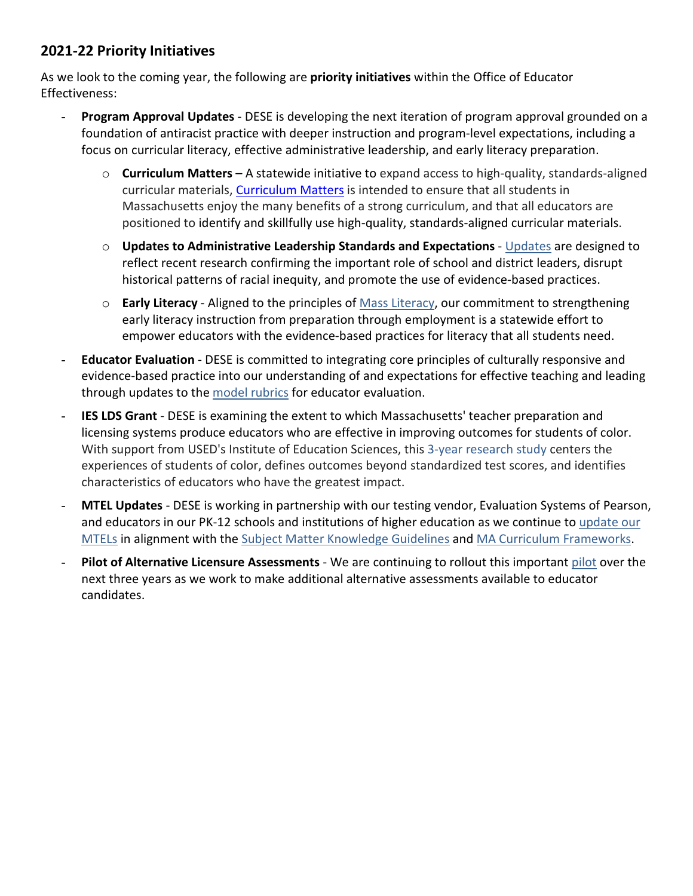## 2021-22 Priority Initiatives

As we look to the coming year, the following are **priority initiatives** within the Office of Educator Effectiveness:

- **Program Approval Updates** - DESE is developing the next iteration of program approval grounded on a foundation of antiracist practice with deeper instruction and program-level expectations, including a focus on curricular literacy, effective administrative leadership, and early literacy preparation.
    - **Curriculum Matters** – A statewide initiative to expand access to high-quality, standards-aligned curricular materials, Curriculum Matters is intended to ensure that all students in Massachusetts enjoy the many benefits of a strong curriculum, and that all educators are positioned to identify and skillfully use high-quality, standards-aligned curricular materials.
    - **Updates to Administrative Leadership Standards and Expectations** - Updates are designed to reflect recent research confirming the important role of school and district leaders, disrupt historical patterns of racial inequity, and promote the use of evidence-based practices.
    - **Early Literacy** - Aligned to the principles of Mass Literacy, our commitment to strengthening early literacy instruction from preparation through employment is a statewide effort to empower educators with the evidence-based practices for literacy that all students need.
- **Educator Evaluation** - DESE is committed to integrating core principles of culturally responsive and evidence-based practice into our understanding of and expectations for effective teaching and leading through updates to the model rubrics for educator evaluation.
- **IES LDS Grant** - DESE is examining the extent to which Massachusetts' teacher preparation and licensing systems produce educators who are effective in improving outcomes for students of color. With support from USED's Institute of Education Sciences, this 3-year research study centers the experiences of students of color, defines outcomes beyond standardized test scores, and identifies characteristics of educators who have the greatest impact.
- **MTEL Updates** - DESE is working in partnership with our testing vendor, Evaluation Systems of Pearson, and educators in our PK-12 schools and institutions of higher education as we continue to update our MTELs in alignment with the Subject Matter Knowledge Guidelines and MA Curriculum Frameworks.
- **Pilot of Alternative Licensure Assessments** - We are continuing to rollout this important pilot over the next three years as we work to make additional alternative assessments available to educator candidates.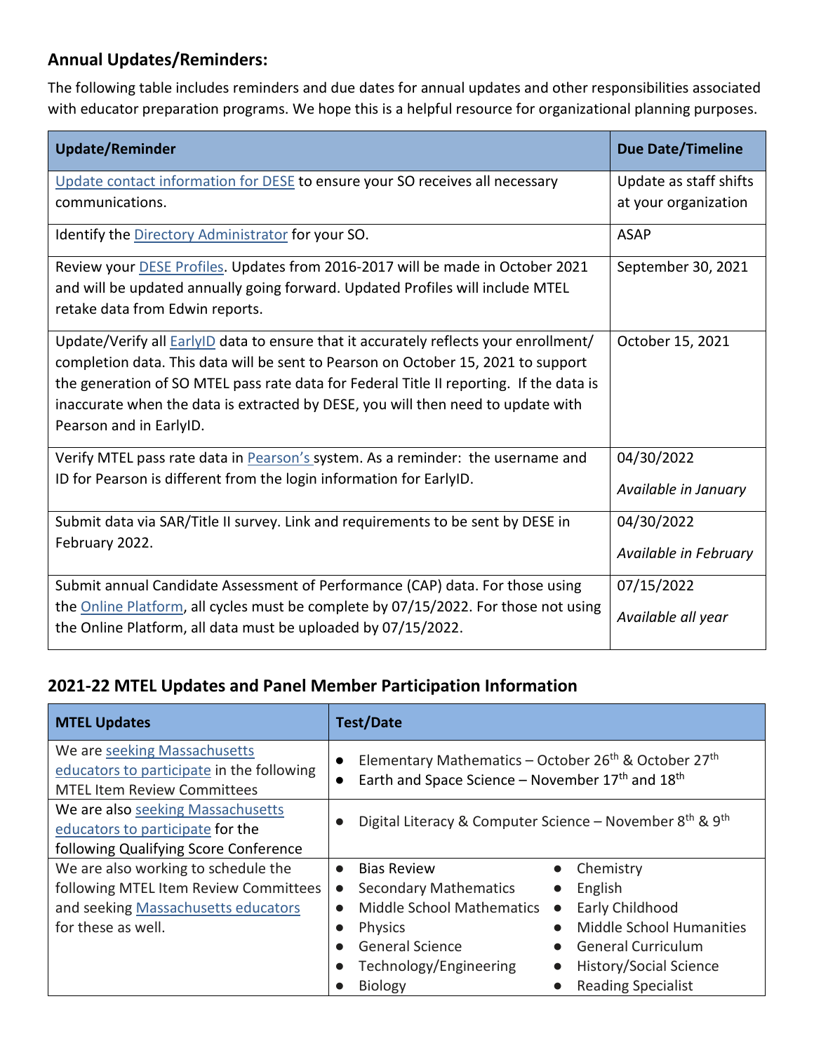### Annual Updates/Reminders:

The following table includes reminders and due dates for annual updates and other responsibilities associated with educator preparation programs. We hope this is a helpful resource for organizational planning purposes.

| Update/Reminder | Due Date/Timeline |
|---|---|
| Update contact information for DESE to ensure your SO receives all necessary communications. | Update as staff shifts at your organization |
| Identify the Directory Administrator for your SO. | ASAP |
| Review your DESE Profiles. Updates from 2016-2017 will be made in October 2021 and will be updated annually going forward. Updated Profiles will include MTEL retake data from Edwin reports. | September 30, 2021 |
| Update/Verify all EarlyID data to ensure that it accurately reflects your enrollment/ completion data. This data will be sent to Pearson on October 15, 2021 to support the generation of SO MTEL pass rate data for Federal Title II reporting. If the data is inaccurate when the data is extracted by DESE, you will then need to update with Pearson and in EarlyID. | October 15, 2021 |
| Verify MTEL pass rate data in Pearson's system. As a reminder: the username and ID for Pearson is different from the login information for EarlyID. | 04/30/2022<br>*Available in January* |
| Submit data via SAR/Title II survey. Link and requirements to be sent by DESE in February 2022. | 04/30/2022<br>*Available in February* |
| Submit annual Candidate Assessment of Performance (CAP) data. For those using the Online Platform, all cycles must be complete by 07/15/2022. For those not using the Online Platform, all data must be uploaded by 07/15/2022. | 07/15/2022<br>*Available all year* |

### 2021-22 MTEL Updates and Panel Member Participation Information

| MTEL Updates | Test/Date |
|---|---|
| We are seeking Massachusetts educators to participate in the following MTEL Item Review Committees | • Elementary Mathematics – October 26th & October 27th<br>• Earth and Space Science – November 17th and 18th |
| We are also seeking Massachusetts educators to participate for the following Qualifying Score Conference | • Digital Literacy & Computer Science – November 8th & 9th |
| We are also working to schedule the following MTEL Item Review Committees and seeking Massachusetts educators for these as well. | • Bias Review<br>• Secondary Mathematics<br>• Middle School Mathematics<br>• Physics<br>• General Science<br>• Technology/Engineering<br>• Biology<br>• Chemistry<br>• English<br>• Early Childhood<br>• Middle School Humanities<br>• General Curriculum<br>• History/Social Science<br>• Reading Specialist |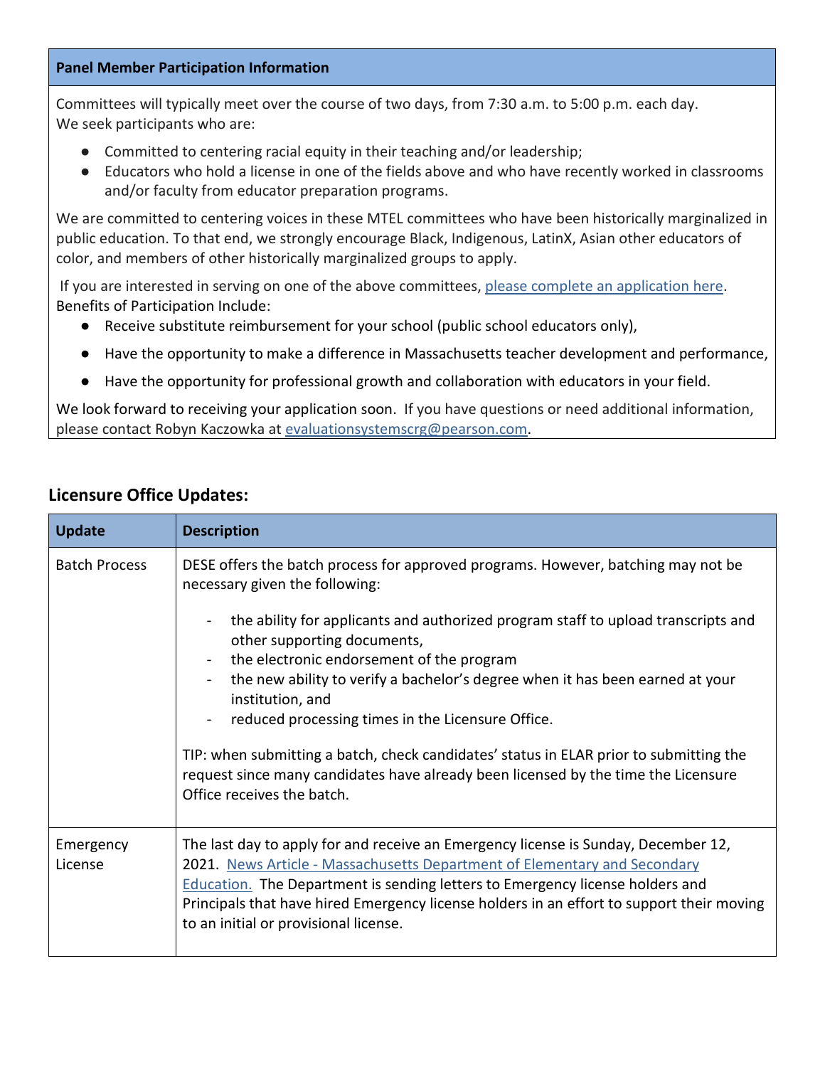| Panel Member Participation Information |
|---|
| Committees will typically meet over the course of two days, from 7:30 a.m. to 5:00 p.m. each day.<br>We seek participants who are:<br>● Committed to centering racial equity in their teaching and/or leadership;<br>● Educators who hold a license in one of the fields above and who have recently worked in classrooms and/or faculty from educator preparation programs.<br><br>We are committed to centering voices in these MTEL committees who have been historically marginalized in public education. To that end, we strongly encourage Black, Indigenous, LatinX, Asian other educators of color, and members of other historically marginalized groups to apply.<br><br>If you are interested in serving on one of the above committees, [please complete an application here](). Benefits of Participation Include:<br>● Receive substitute reimbursement for your school (public school educators only),<br>● Have the opportunity to make a difference in Massachusetts teacher development and performance,<br>● Have the opportunity for professional growth and collaboration with educators in your field.<br><br>We look forward to receiving your application soon. If you have questions or need additional information, please contact Robyn Kaczowka at evaluationsystemscrg@pearson.com. |

## Licensure Office Updates:

| Update | Description |
|---|---|
| Batch Process | DESE offers the batch process for approved programs. However, batching may not be necessary given the following:<br>- the ability for applicants and authorized program staff to upload transcripts and other supporting documents,<br>- the electronic endorsement of the program<br>- the new ability to verify a bachelor's degree when it has been earned at your institution, and<br>- reduced processing times in the Licensure Office.<br><br>TIP: when submitting a batch, check candidates' status in ELAR prior to submitting the request since many candidates have already been licensed by the time the Licensure Office receives the batch. |
| Emergency License | The last day to apply for and receive an Emergency license is Sunday, December 12, 2021. [News Article - Massachusetts Department of Elementary and Secondary Education.]() The Department is sending letters to Emergency license holders and Principals that have hired Emergency license holders in an effort to support their moving to an initial or provisional license. |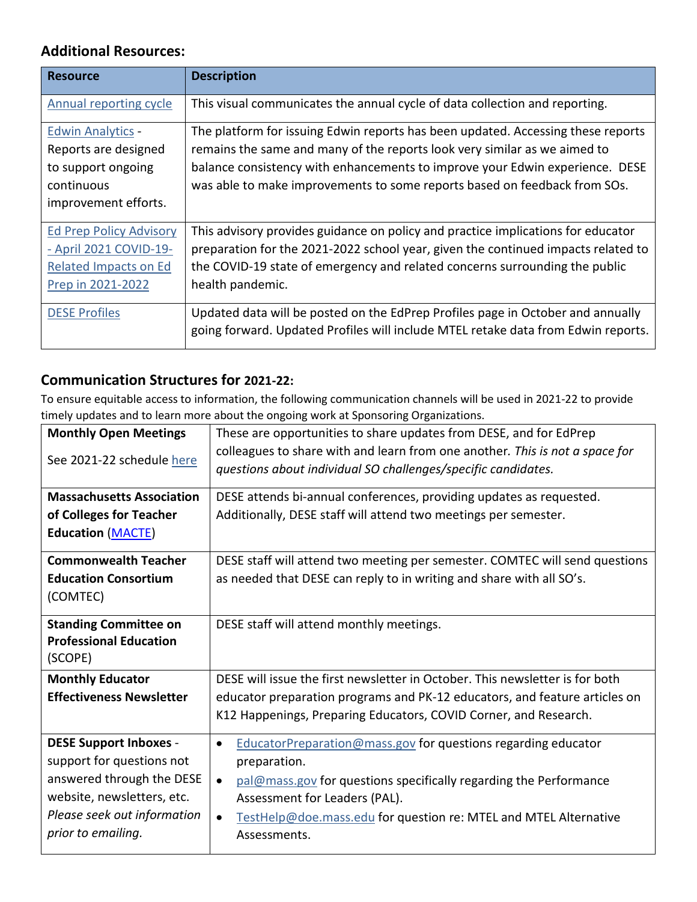### Additional Resources:

| Resource | Description |
|---|---|
| Annual reporting cycle | This visual communicates the annual cycle of data collection and reporting. |
| Edwin Analytics - Reports are designed to support ongoing continuous improvement efforts. | The platform for issuing Edwin reports has been updated. Accessing these reports remains the same and many of the reports look very similar as we aimed to balance consistency with enhancements to improve your Edwin experience. DESE was able to make improvements to some reports based on feedback from SOs. |
| Ed Prep Policy Advisory - April 2021 COVID-19-Related Impacts on Ed Prep in 2021-2022 | This advisory provides guidance on policy and practice implications for educator preparation for the 2021-2022 school year, given the continued impacts related to the COVID-19 state of emergency and related concerns surrounding the public health pandemic. |
| DESE Profiles | Updated data will be posted on the EdPrep Profiles page in October and annually going forward. Updated Profiles will include MTEL retake data from Edwin reports. |

### Communication Structures for 2021-22:

To ensure equitable access to information, the following communication channels will be used in 2021-22 to provide timely updates and to learn more about the ongoing work at Sponsoring Organizations.

| | |
|---|---|
| **Monthly Open Meetings**<br><br>See 2021-22 schedule here | These are opportunities to share updates from DESE, and for EdPrep colleagues to share with and learn from one another. *This is not a space for questions about individual SO challenges/specific candidates.* |
| **Massachusetts Association of Colleges for Teacher Education** (MACTE) | DESE attends bi-annual conferences, providing updates as requested. Additionally, DESE staff will attend two meetings per semester. |
| **Commonwealth Teacher Education Consortium** (COMTEC) | DESE staff will attend two meeting per semester. COMTEC will send questions as needed that DESE can reply to in writing and share with all SO's. |
| **Standing Committee on Professional Education** (SCOPE) | DESE staff will attend monthly meetings. |
| **Monthly Educator Effectiveness Newsletter** | DESE will issue the first newsletter in October. This newsletter is for both educator preparation programs and PK-12 educators, and feature articles on K12 Happenings, Preparing Educators, COVID Corner, and Research. |
| **DESE Support Inboxes** - support for questions not answered through the DESE website, newsletters, etc. *Please seek out information prior to emailing.* | • EducatorPreparation@mass.gov for questions regarding educator preparation.<br>• pal@mass.gov for questions specifically regarding the Performance Assessment for Leaders (PAL).<br>• TestHelp@doe.mass.edu for question re: MTEL and MTEL Alternative Assessments. |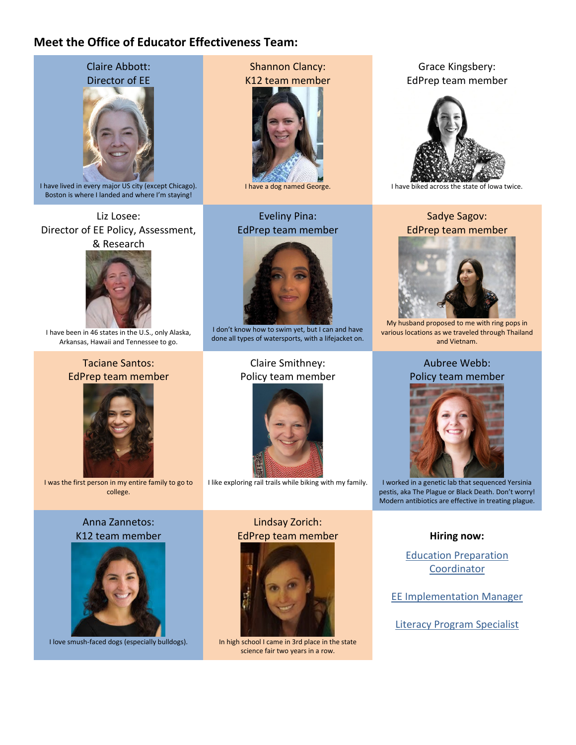## Meet the Office of Educator Effectiveness Team:

**Claire Abbott:**
Director of EE

I have lived in every major US city (except Chicago). Boston is where I landed and where I'm staying!

**Shannon Clancy:**
K12 team member

I have a dog named George.

**Grace Kingsbery:**
EdPrep team member

I have biked across the state of Iowa twice.

**Liz Losee:**
Director of EE Policy, Assessment, & Research

I have been in 46 states in the U.S., only Alaska, Arkansas, Hawaii and Tennessee to go.

**Eveliny Pina:**
EdPrep team member

I don't know how to swim yet, but I can and have done all types of watersports, with a lifejacket on.

**Sadye Sagov:**
EdPrep team member

My husband proposed to me with ring pops in various locations as we traveled through Thailand and Vietnam.

**Taciane Santos:**
EdPrep team member

I was the first person in my entire family to go to college.

**Claire Smithney:**
Policy team member

I like exploring rail trails while biking with my family.

**Aubree Webb:**
Policy team member

I worked in a genetic lab that sequenced Yersinia pestis, aka The Plague or Black Death. Don't worry! Modern antibiotics are effective in treating plague.

**Anna Zannetos:**
K12 team member

I love smush-faced dogs (especially bulldogs).

**Lindsay Zorich:**
EdPrep team member

In high school I came in 3rd place in the state science fair two years in a row.

**Hiring now:**

[Education Preparation Coordinator]

[EE Implementation Manager]

[Literacy Program Specialist]